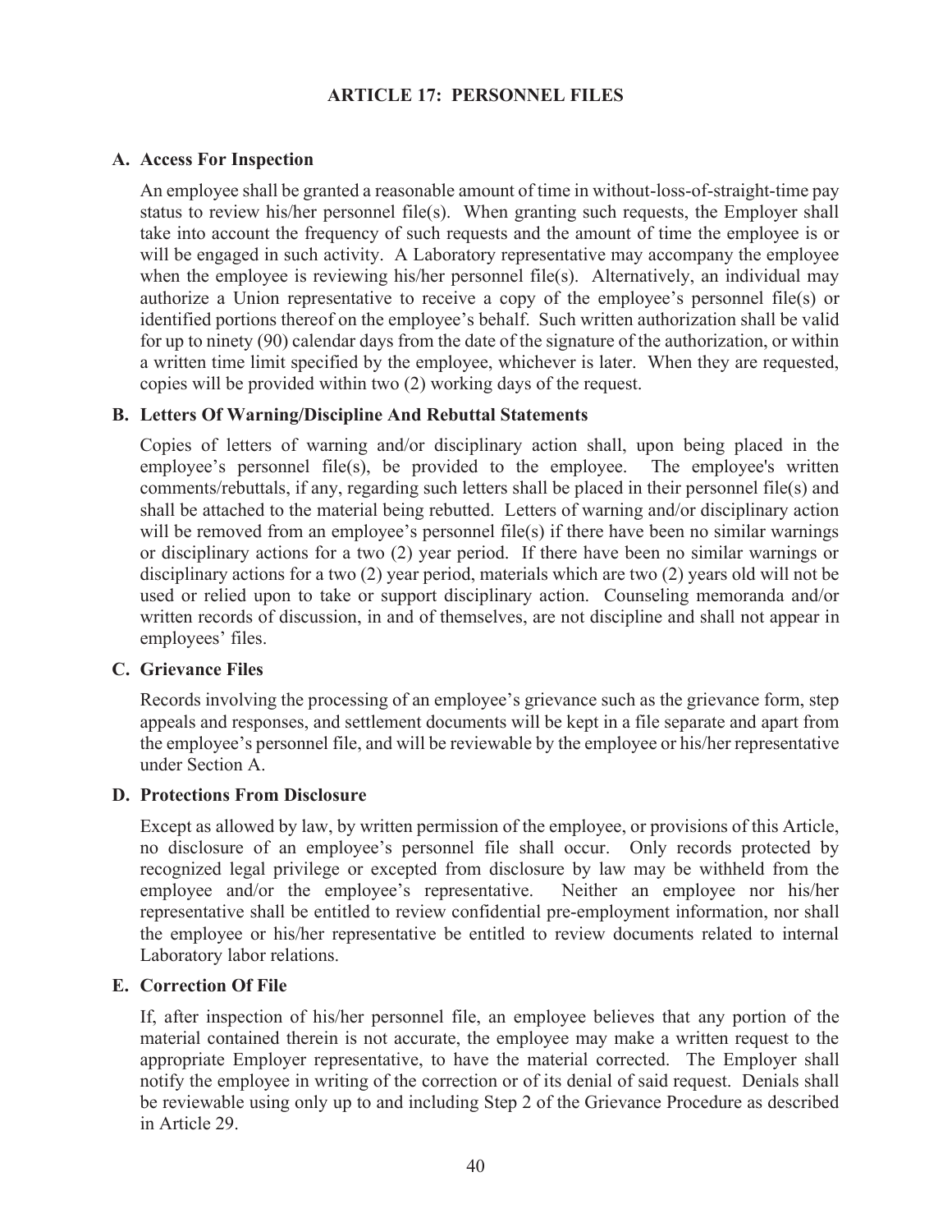# ARTICLE 17: PERSONNEL FILES

## A. Access For Inspection

An employee shall be granted a reasonable amount of time in without-loss-of-straight-time pay status to review his/her personnel file(s). When granting such requests, the Employer shall take into account the frequency of such requests and the amount of time the employee is or will be engaged in such activity. A Laboratory representative may accompany the employee when the employee is reviewing his/her personnel file(s). Alternatively, an individual may authorize a Union representative to receive a copy of the employee's personnel file(s) or identified portions thereof on the employee's behalf. Such written authorization shall be valid for up to ninety (90) calendar days from the date of the signature of the authorization, or within a written time limit specified by the employee, whichever is later. When they are requested, copies will be provided within two (2) working days of the request.

## B. Letters Of Warning/Discipline And Rebuttal Statements

Copies of letters of warning and/or disciplinary action shall, upon being placed in the employee's personnel file(s), be provided to the employee. The employee's written comments/rebuttals, if any, regarding such letters shall be placed in their personnel file(s) and shall be attached to the material being rebutted. Letters of warning and/or disciplinary action will be removed from an employee's personnel file(s) if there have been no similar warnings or disciplinary actions for a two (2) year period. If there have been no similar warnings or disciplinary actions for a two (2) year period, materials which are two (2) years old will not be used or relied upon to take or support disciplinary action. Counseling memoranda and/or written records of discussion, in and of themselves, are not discipline and shall not appear in employees' files.

## C. Grievance Files

Records involving the processing of an employee's grievance such as the grievance form, step appeals and responses, and settlement documents will be kept in a file separate and apart from the employee's personnel file, and will be reviewable by the employee or his/her representative under Section A.

## D. Protections From Disclosure

Except as allowed by law, by written permission of the employee, or provisions of this Article, no disclosure of an employee's personnel file shall occur. Only records protected by recognized legal privilege or excepted from disclosure by law may be withheld from the employee and/or the employee's representative. Neither an employee nor his/her representative shall be entitled to review confidential pre-employment information, nor shall the employee or his/her representative be entitled to review documents related to internal Laboratory labor relations.

## E. Correction Of File

If, after inspection of his/her personnel file, an employee believes that any portion of the material contained therein is not accurate, the employee may make a written request to the appropriate Employer representative, to have the material corrected. The Employer shall notify the employee in writing of the correction or of its denial of said request. Denials shall be reviewable using only up to and including Step 2 of the Grievance Procedure as described in Article 29.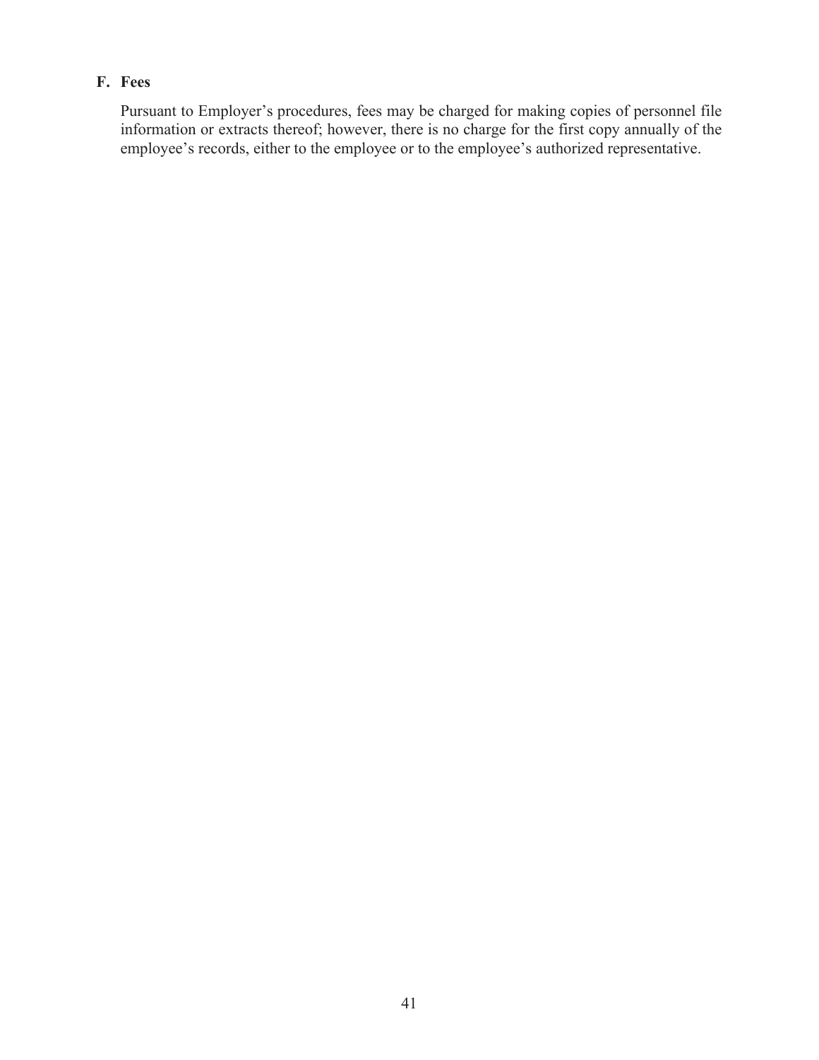**F. Fees**

Pursuant to Employer's procedures, fees may be charged for making copies of personnel file information or extracts thereof; however, there is no charge for the first copy annually of the employee's records, either to the employee or to the employee's authorized representative.